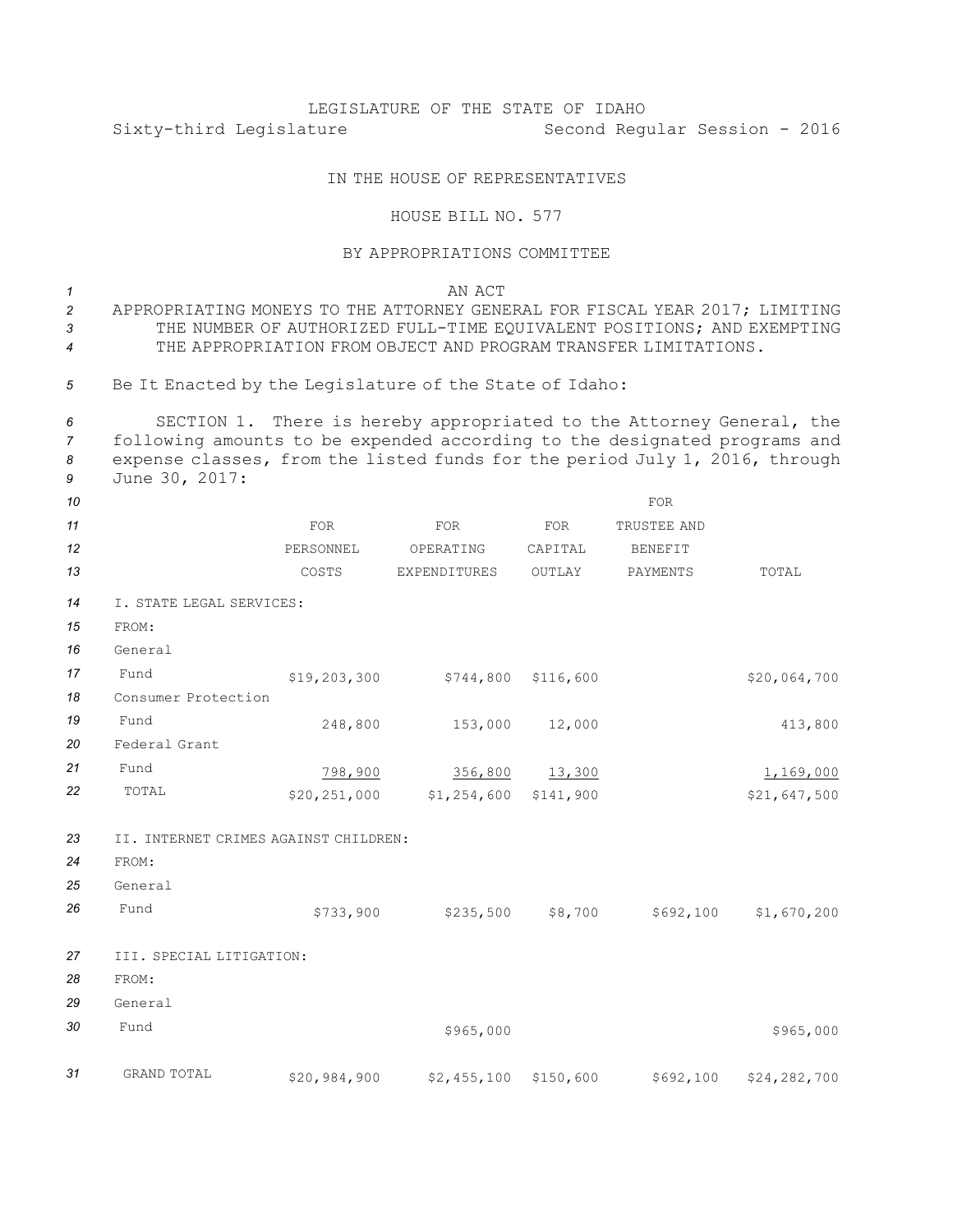LEGISLATURE OF THE STATE OF IDAHO

Sixty-third Legislature Second Regular Session - 2016

IN THE HOUSE OF REPRESENTATIVES

HOUSE BILL NO. 577

BY APPROPRIATIONS COMMITTEE

AN ACT

APPROPRIATING MONEYS TO THE ATTORNEY GENERAL FOR FISCAL YEAR 2017; LIMITING THE NUMBER OF AUTHORIZED FULL-TIME EQUIVALENT POSITIONS; AND EXEMPTING THE APPROPRIATION FROM OBJECT AND PROGRAM TRANSFER LIMITATIONS.

Be It Enacted by the Legislature of the State of Idaho:

SECTION 1. There is hereby appropriated to the Attorney General, the following amounts to be expended according to the designated programs and expense classes, from the listed funds for the period July 1, 2016, through June 30, 2017:

| | FOR PERSONNEL COSTS | FOR OPERATING EXPENDITURES | FOR CAPITAL OUTLAY | FOR TRUSTEE AND BENEFIT PAYMENTS | TOTAL |
|---|---|---|---|---|---|
| I. STATE LEGAL SERVICES: | | | | | |
| FROM: | | | | | |
| General Fund | $19,203,300 | $744,800 | $116,600 | | $20,064,700 |
| Consumer Protection Fund | 248,800 | 153,000 | 12,000 | | 413,800 |
| Federal Grant Fund | 798,900 | 356,800 | 13,300 | | 1,169,000 |
| TOTAL | $20,251,000 | $1,254,600 | $141,900 | | $21,647,500 |
| II. INTERNET CRIMES AGAINST CHILDREN: | | | | | |
| FROM: | | | | | |
| General Fund | $733,900 | $235,500 | $8,700 | $692,100 | $1,670,200 |
| III. SPECIAL LITIGATION: | | | | | |
| FROM: | | | | | |
| General Fund | | $965,000 | | | $965,000 |
| GRAND TOTAL | $20,984,900 | $2,455,100 | $150,600 | $692,100 | $24,282,700 |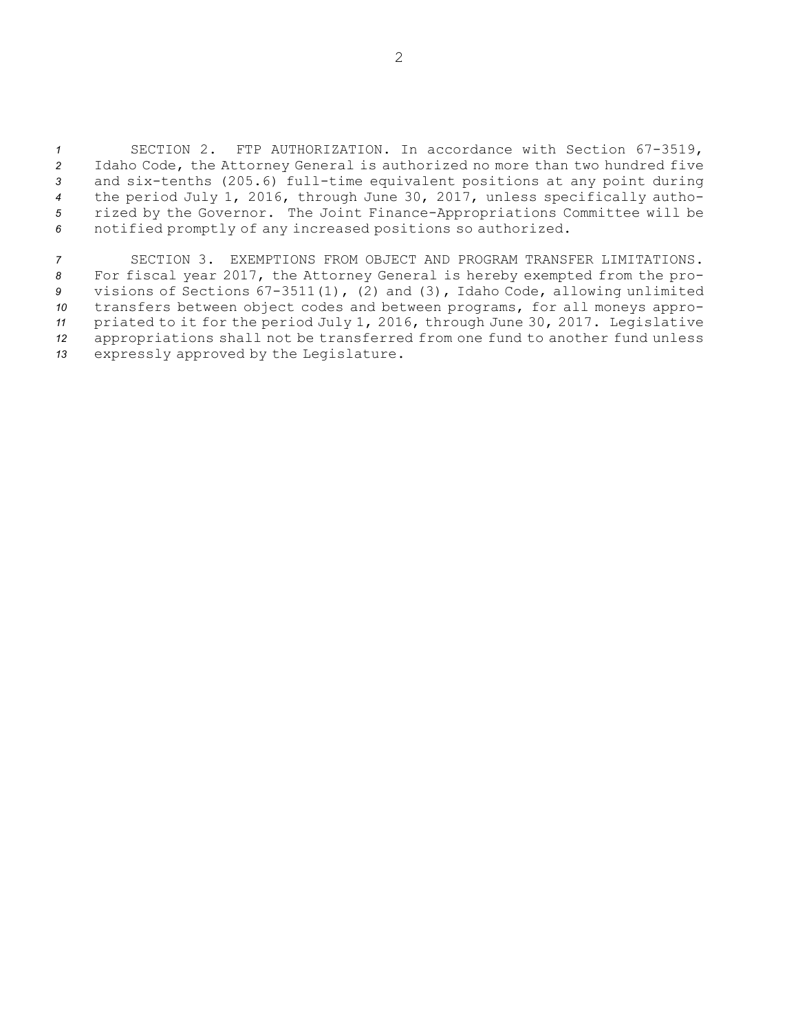SECTION 2. FTP AUTHORIZATION. In accordance with Section 67-3519, Idaho Code, the Attorney General is authorized no more than two hundred five and six-tenths (205.6) full-time equivalent positions at any point during the period July 1, 2016, through June 30, 2017, unless specifically authorized by the Governor. The Joint Finance-Appropriations Committee will be notified promptly of any increased positions so authorized.

SECTION 3. EXEMPTIONS FROM OBJECT AND PROGRAM TRANSFER LIMITATIONS. For fiscal year 2017, the Attorney General is hereby exempted from the provisions of Sections 67-3511(1), (2) and (3), Idaho Code, allowing unlimited transfers between object codes and between programs, for all moneys appropriated to it for the period July 1, 2016, through June 30, 2017. Legislative appropriations shall not be transferred from one fund to another fund unless expressly approved by the Legislature.